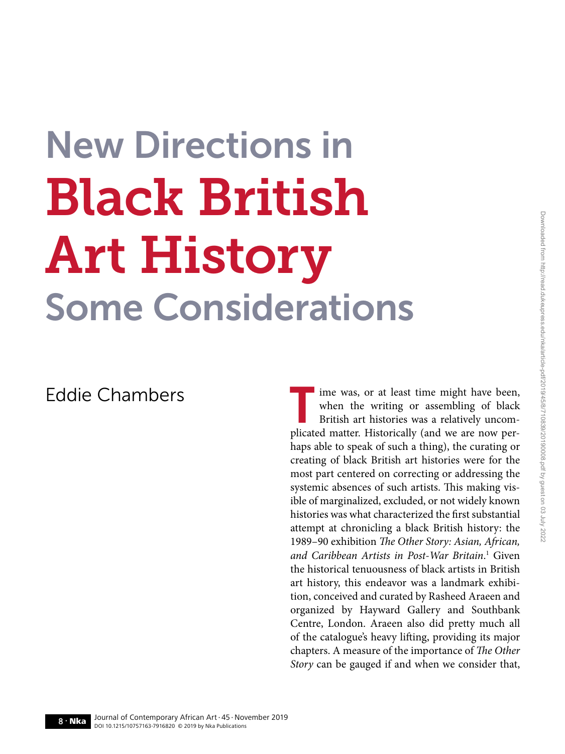# New Directions in Black British Art History: Some Considerations

Eddie Chambers

Time was, or at least time might have been, when the writing or assembling of black British art histories was a relatively uncomplicated matter. Historically (and we are now perhaps able to speak of such a thing), the curating or creating of black British art histories were for the most part centered on correcting or addressing the systemic absences of such artists. This making visible of marginalized, excluded, or not widely known histories was what characterized the first substantial attempt at chronicling a black British history: the 1989–90 exhibition *The Other Story: Asian, African, and Caribbean Artists in Post-War Britain*.[1] Given the historical tenuousness of black artists in British art history, this endeavor was a landmark exhibition, conceived and curated by Rasheed Araeen and organized by Hayward Gallery and Southbank Centre, London. Araeen also did pretty much all of the catalogue's heavy lifting, providing its major chapters. A measure of the importance of *The Other Story* can be gauged if and when we consider that,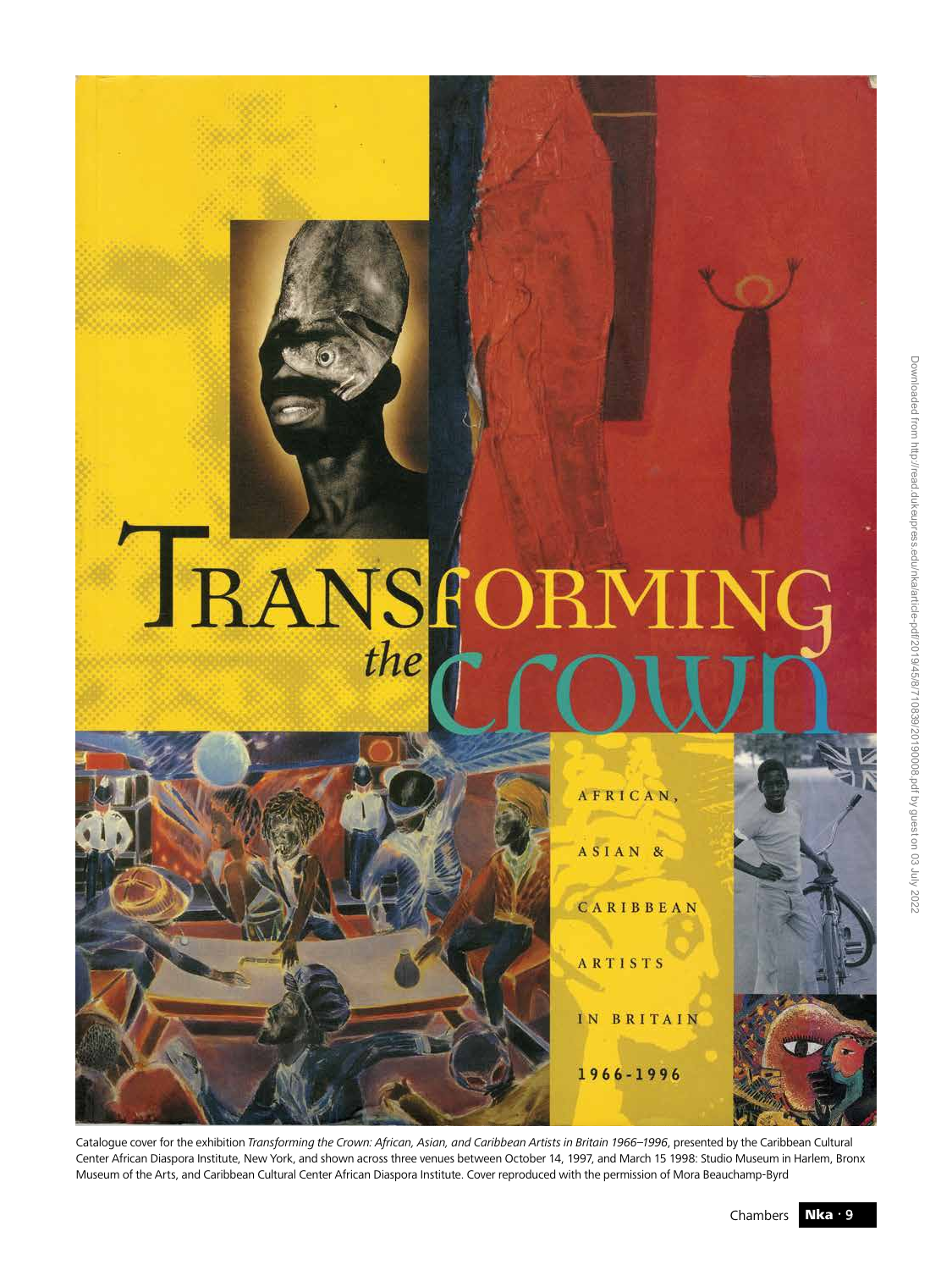Catalogue cover for the exhibition *Transforming the Crown: African, Asian, and Caribbean Artists in Britain 1966–1996*, presented by the Caribbean Cultural Center African Diaspora Institute, New York, and shown across three venues between October 14, 1997, and March 15 1998: Studio Museum in Harlem, Bronx Museum of the Arts, and Caribbean Cultural Center African Diaspora Institute. Cover reproduced with the permission of Mora Beauchamp-Byrd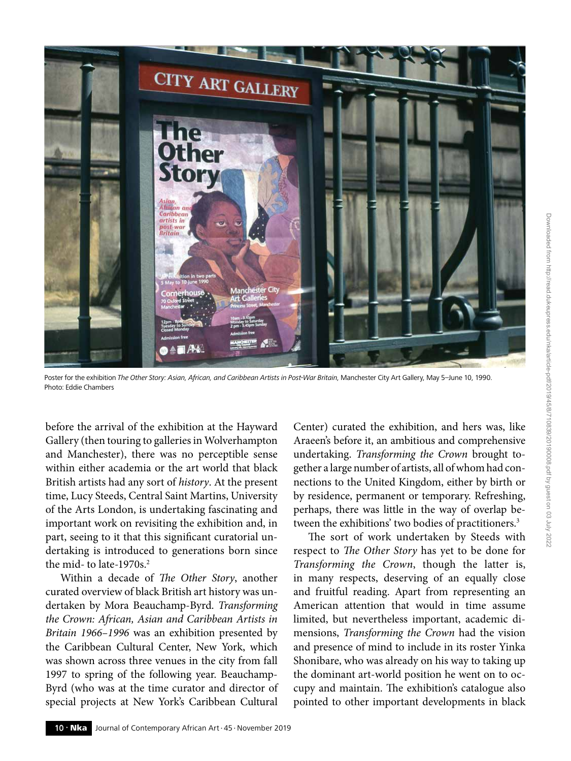Poster for the exhibition *The Other Story: Asian, African, and Caribbean Artists in Post-War Britain*, Manchester City Art Gallery, May 5–June 10, 1990. Photo: Eddie Chambers

before the arrival of the exhibition at the Hayward Gallery (then touring to galleries in Wolverhampton and Manchester), there was no perceptible sense within either academia or the art world that black British artists had any sort of *history*. At the present time, Lucy Steeds, Central Saint Martins, University of the Arts London, is undertaking fascinating and important work on revisiting the exhibition and, in part, seeing to it that this significant curatorial undertaking is introduced to generations born since the mid- to late-1970s.[2]

Within a decade of *The Other Story*, another curated overview of black British art history was undertaken by Mora Beauchamp-Byrd. *Transforming the Crown: African, Asian and Caribbean Artists in Britain 1966–1996* was an exhibition presented by the Caribbean Cultural Center, New York, which was shown across three venues in the city from fall 1997 to spring of the following year. Beauchamp-Byrd (who was at the time curator and director of special projects at New York's Caribbean Cultural Center) curated the exhibition, and hers was, like Araeen's before it, an ambitious and comprehensive undertaking. *Transforming the Crown* brought together a large number of artists, all of whom had connections to the United Kingdom, either by birth or by residence, permanent or temporary. Refreshing, perhaps, there was little in the way of overlap between the exhibitions' two bodies of practitioners.[3]

The sort of work undertaken by Steeds with respect to *The Other Story* has yet to be done for *Transforming the Crown*, though the latter is, in many respects, deserving of an equally close and fruitful reading. Apart from representing an American attention that would in time assume limited, but nevertheless important, academic dimensions, *Transforming the Crown* had the vision and presence of mind to include in its roster Yinka Shonibare, who was already on his way to taking up the dominant art-world position he went on to occupy and maintain. The exhibition's catalogue also pointed to other important developments in black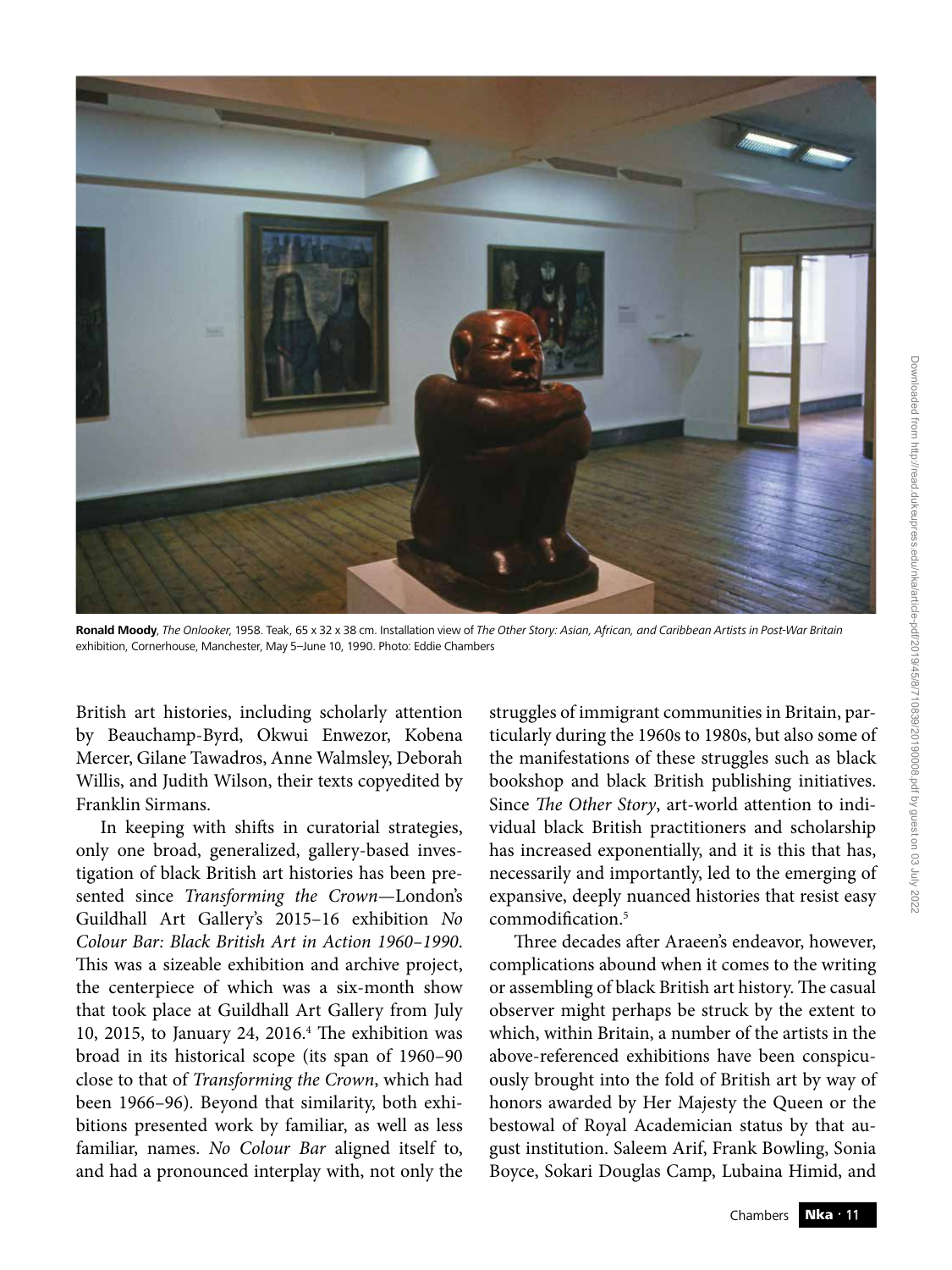**Ronald Moody**, *The Onlooker*, 1958. Teak, 65 x 32 x 38 cm. Installation view of *The Other Story: Asian, African, and Caribbean Artists in Post-War Britain* exhibition, Cornerhouse, Manchester, May 5–June 10, 1990. Photo: Eddie Chambers

British art histories, including scholarly attention by Beauchamp-Byrd, Okwui Enwezor, Kobena Mercer, Gilane Tawadros, Anne Walmsley, Deborah Willis, and Judith Wilson, their texts copyedited by Franklin Sirmans.

In keeping with shifts in curatorial strategies, only one broad, generalized, gallery-based investigation of black British art histories has been presented since *Transforming the Crown*—London's Guildhall Art Gallery's 2015–16 exhibition *No Colour Bar: Black British Art in Action 1960–1990*. This was a sizeable exhibition and archive project, the centerpiece of which was a six-month show that took place at Guildhall Art Gallery from July 10, 2015, to January 24, 2016.[4] The exhibition was broad in its historical scope (its span of 1960–90 close to that of *Transforming the Crown*, which had been 1966–96). Beyond that similarity, both exhibitions presented work by familiar, as well as less familiar, names. *No Colour Bar* aligned itself to, and had a pronounced interplay with, not only the struggles of immigrant communities in Britain, particularly during the 1960s to 1980s, but also some of the manifestations of these struggles such as black bookshop and black British publishing initiatives. Since *The Other Story*, art-world attention to individual black British practitioners and scholarship has increased exponentially, and it is this that has, necessarily and importantly, led to the emerging of expansive, deeply nuanced histories that resist easy commodification.[5]

Three decades after Araeen's endeavor, however, complications abound when it comes to the writing or assembling of black British art history. The casual observer might perhaps be struck by the extent to which, within Britain, a number of the artists in the above-referenced exhibitions have been conspicuously brought into the fold of British art by way of honors awarded by Her Majesty the Queen or the bestowal of Royal Academician status by that august institution. Saleem Arif, Frank Bowling, Sonia Boyce, Sokari Douglas Camp, Lubaina Himid, and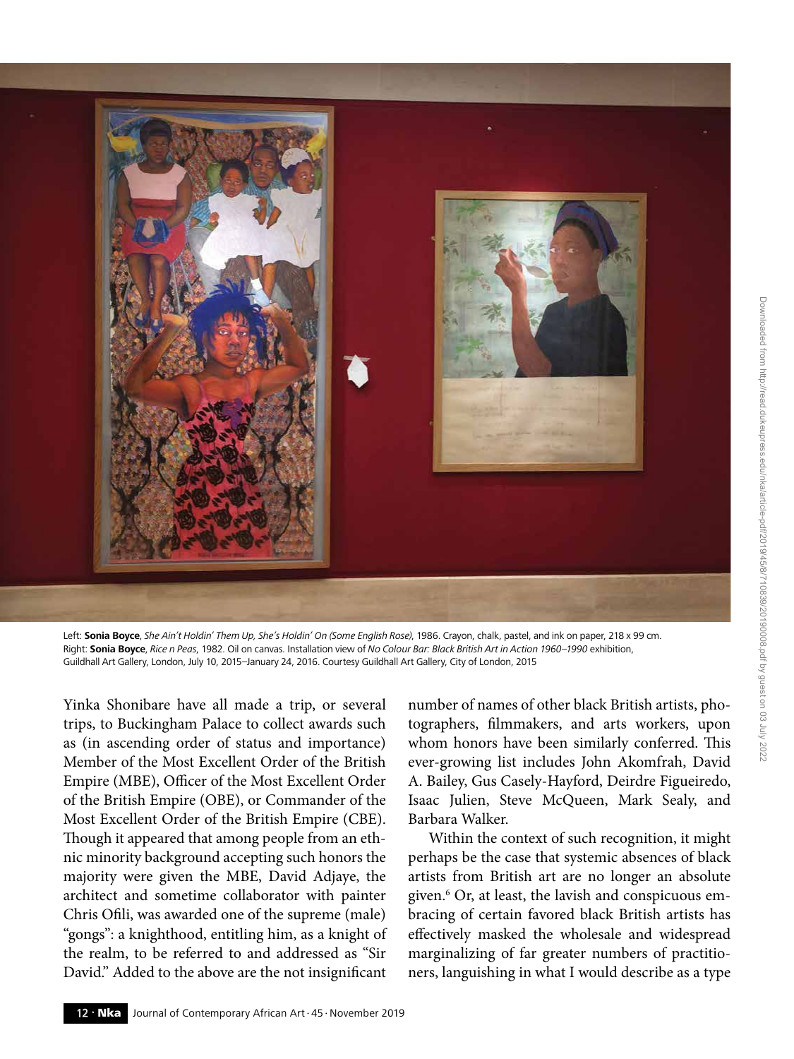Left: **Sonia Boyce**, *She Ain't Holdin' Them Up, She's Holdin' On (Some English Rose)*, 1986. Crayon, chalk, pastel, and ink on paper, 218 x 99 cm. Right: **Sonia Boyce**, *Rice n Peas*, 1982. Oil on canvas. Installation view of *No Colour Bar: Black British Art in Action 1960–1990* exhibition, Guildhall Art Gallery, London, July 10, 2015–January 24, 2016. Courtesy Guildhall Art Gallery, City of London, 2015

Yinka Shonibare have all made a trip, or several trips, to Buckingham Palace to collect awards such as (in ascending order of status and importance) Member of the Most Excellent Order of the British Empire (MBE), Officer of the Most Excellent Order of the British Empire (OBE), or Commander of the Most Excellent Order of the British Empire (CBE). Though it appeared that among people from an ethnic minority background accepting such honors the majority were given the MBE, David Adjaye, the architect and sometime collaborator with painter Chris Ofili, was awarded one of the supreme (male) "gongs": a knighthood, entitling him, as a knight of the realm, to be referred to and addressed as "Sir David." Added to the above are the not insignificant number of names of other black British artists, photographers, filmmakers, and arts workers, upon whom honors have been similarly conferred. This ever-growing list includes John Akomfrah, David A. Bailey, Gus Casely-Hayford, Deirdre Figueiredo, Isaac Julien, Steve McQueen, Mark Sealy, and Barbara Walker.

Within the context of such recognition, it might perhaps be the case that systemic absences of black artists from British art are no longer an absolute given.[6] Or, at least, the lavish and conspicuous embracing of certain favored black British artists has effectively masked the wholesale and widespread marginalizing of far greater numbers of practitioners, languishing in what I would describe as a type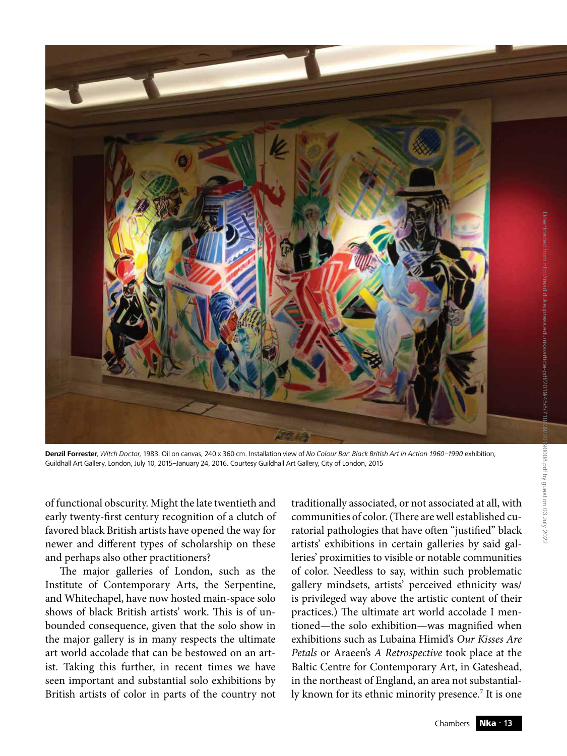**Denzil Forrester**, *Witch Doctor*, 1983. Oil on canvas, 240 x 360 cm. Installation view of *No Colour Bar: Black British Art in Action 1960–1990* exhibition, Guildhall Art Gallery, London, July 10, 2015–January 24, 2016. Courtesy Guildhall Art Gallery, City of London, 2015

of functional obscurity. Might the late twentieth and early twenty-first century recognition of a clutch of favored black British artists have opened the way for newer and different types of scholarship on these and perhaps also other practitioners?

The major galleries of London, such as the Institute of Contemporary Arts, the Serpentine, and Whitechapel, have now hosted main-space solo shows of black British artists' work. This is of unbounded consequence, given that the solo show in the major gallery is in many respects the ultimate art world accolade that can be bestowed on an artist. Taking this further, in recent times we have seen important and substantial solo exhibitions by British artists of color in parts of the country not traditionally associated, or not associated at all, with communities of color. (There are well established curatorial pathologies that have often "justified" black artists' exhibitions in certain galleries by said galleries' proximities to visible or notable communities of color. Needless to say, within such problematic gallery mindsets, artists' perceived ethnicity was/is privileged way above the artistic content of their practices.) The ultimate art world accolade I mentioned—the solo exhibition—was magnified when exhibitions such as Lubaina Himid's *Our Kisses Are Petals* or Araeen's *A Retrospective* took place at the Baltic Centre for Contemporary Art, in Gateshead, in the northeast of England, an area not substantially known for its ethnic minority presence.[7] It is one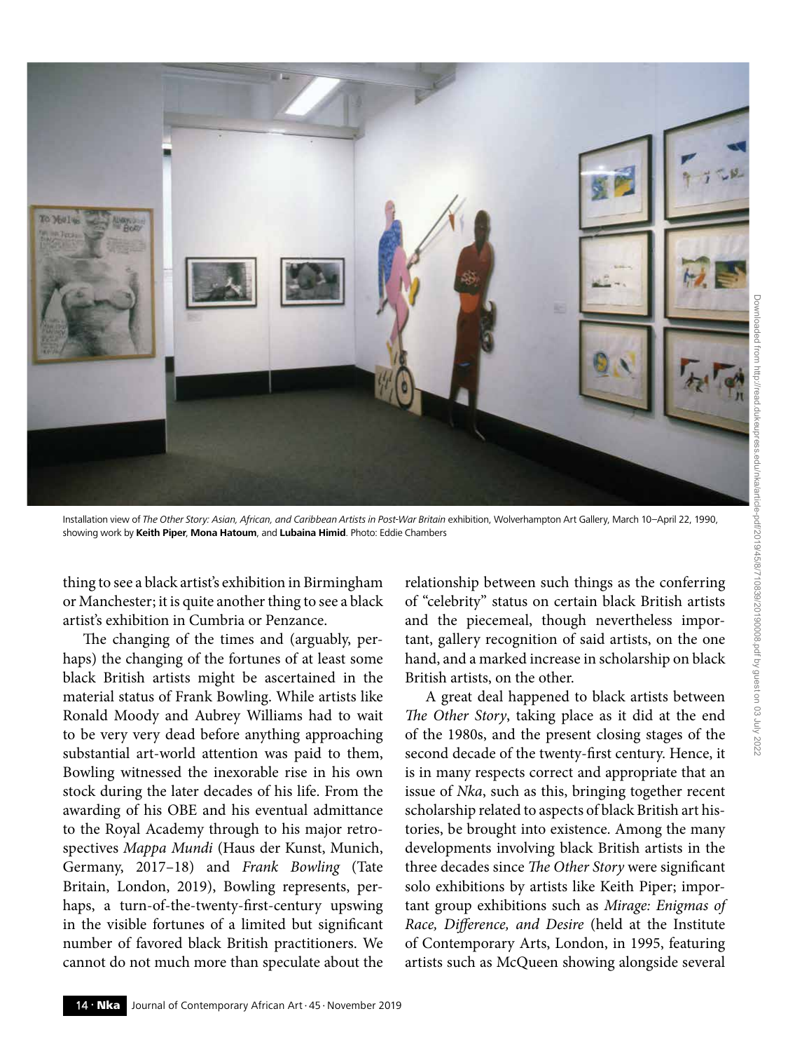Installation view of *The Other Story: Asian, African, and Caribbean Artists in Post-War Britain* exhibition, Wolverhampton Art Gallery, March 10–April 22, 1990, showing work by **Keith Piper**, **Mona Hatoum**, and **Lubaina Himid**. Photo: Eddie Chambers

thing to see a black artist's exhibition in Birmingham or Manchester; it is quite another thing to see a black artist's exhibition in Cumbria or Penzance.

The changing of the times and (arguably, perhaps) the changing of the fortunes of at least some black British artists might be ascertained in the material status of Frank Bowling. While artists like Ronald Moody and Aubrey Williams had to wait to be very very dead before anything approaching substantial art-world attention was paid to them, Bowling witnessed the inexorable rise in his own stock during the later decades of his life. From the awarding of his OBE and his eventual admittance to the Royal Academy through to his major retrospectives *Mappa Mundi* (Haus der Kunst, Munich, Germany, 2017–18) and *Frank Bowling* (Tate Britain, London, 2019), Bowling represents, perhaps, a turn-of-the-twenty-first-century upswing in the visible fortunes of a limited but significant number of favored black British practitioners. We cannot do not much more than speculate about the relationship between such things as the conferring of "celebrity" status on certain black British artists and the piecemeal, though nevertheless important, gallery recognition of said artists, on the one hand, and a marked increase in scholarship on black British artists, on the other.

A great deal happened to black artists between *The Other Story*, taking place as it did at the end of the 1980s, and the present closing stages of the second decade of the twenty-first century. Hence, it is in many respects correct and appropriate that an issue of *Nka*, such as this, bringing together recent scholarship related to aspects of black British art histories, be brought into existence. Among the many developments involving black British artists in the three decades since *The Other Story* were significant solo exhibitions by artists like Keith Piper; important group exhibitions such as *Mirage: Enigmas of Race, Difference, and Desire* (held at the Institute of Contemporary Arts, London, in 1995, featuring artists such as McQueen showing alongside several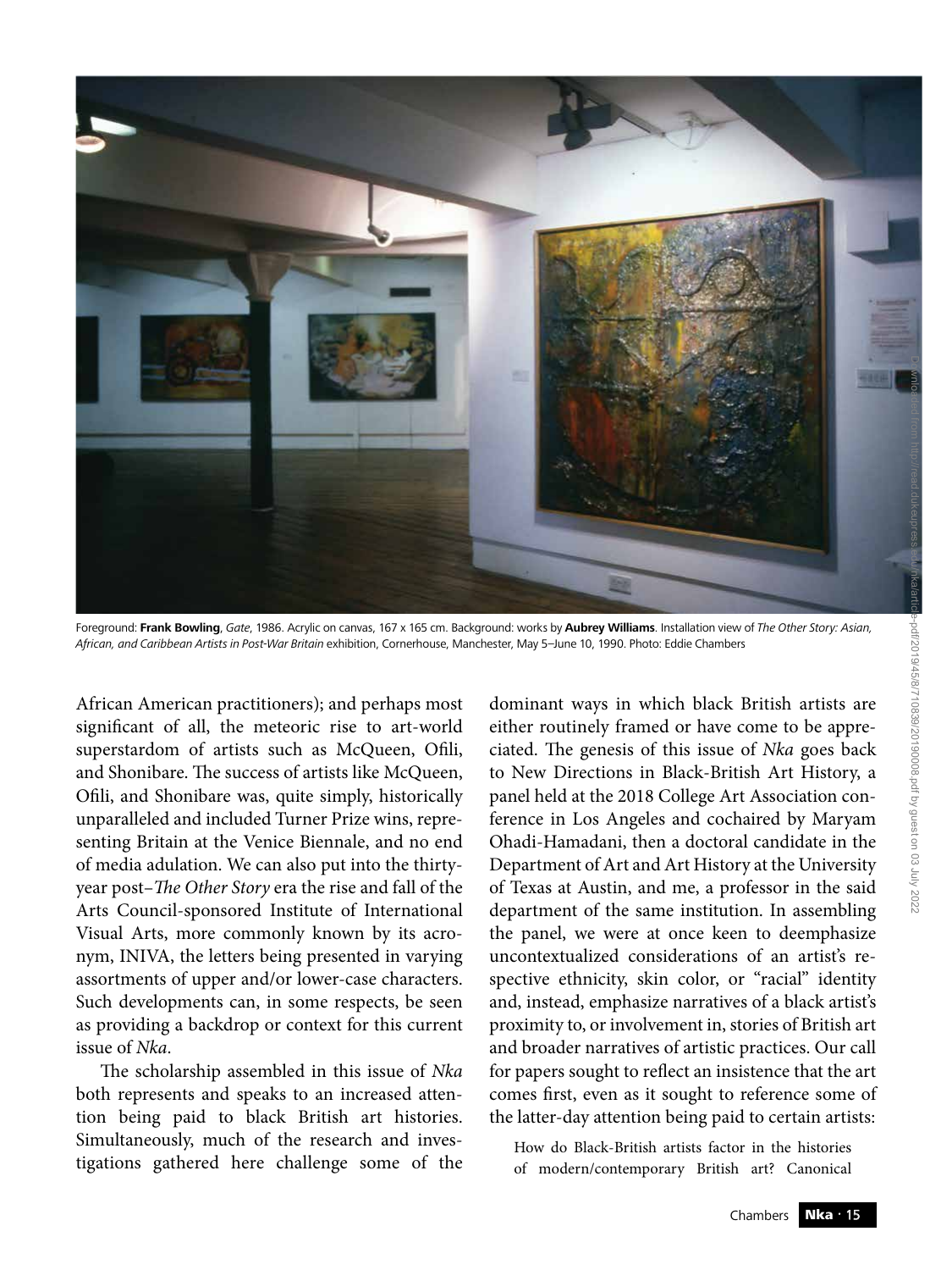Foreground: **Frank Bowling**, *Gate*, 1986. Acrylic on canvas, 167 x 165 cm. Background: works by **Aubrey Williams**. Installation view of *The Other Story: Asian, African, and Caribbean Artists in Post-War Britain* exhibition, Cornerhouse, Manchester, May 5–June 10, 1990. Photo: Eddie Chambers

African American practitioners); and perhaps most significant of all, the meteoric rise to art-world superstardom of artists such as McQueen, Ofili, and Shonibare. The success of artists like McQueen, Ofili, and Shonibare was, quite simply, historically unparalleled and included Turner Prize wins, representing Britain at the Venice Biennale, and no end of media adulation. We can also put into the thirty-year post–*The Other Story* era the rise and fall of the Arts Council-sponsored Institute of International Visual Arts, more commonly known by its acronym, INIVA, the letters being presented in varying assortments of upper and/or lower-case characters. Such developments can, in some respects, be seen as providing a backdrop or context for this current issue of *Nka*.

The scholarship assembled in this issue of *Nka* both represents and speaks to an increased attention being paid to black British art histories. Simultaneously, much of the research and investigations gathered here challenge some of the dominant ways in which black British artists are either routinely framed or have come to be appreciated. The genesis of this issue of *Nka* goes back to New Directions in Black-British Art History, a panel held at the 2018 College Art Association conference in Los Angeles and cochaired by Maryam Ohadi-Hamadani, then a doctoral candidate in the Department of Art and Art History at the University of Texas at Austin, and me, a professor in the said department of the same institution. In assembling the panel, we were at once keen to deemphasize uncontextualized considerations of an artist's respective ethnicity, skin color, or "racial" identity and, instead, emphasize narratives of a black artist's proximity to, or involvement in, stories of British art and broader narratives of artistic practices. Our call for papers sought to reflect an insistence that the art comes first, even as it sought to reference some of the latter-day attention being paid to certain artists:

> How do Black-British artists factor in the histories of modern/contemporary British art? Canonical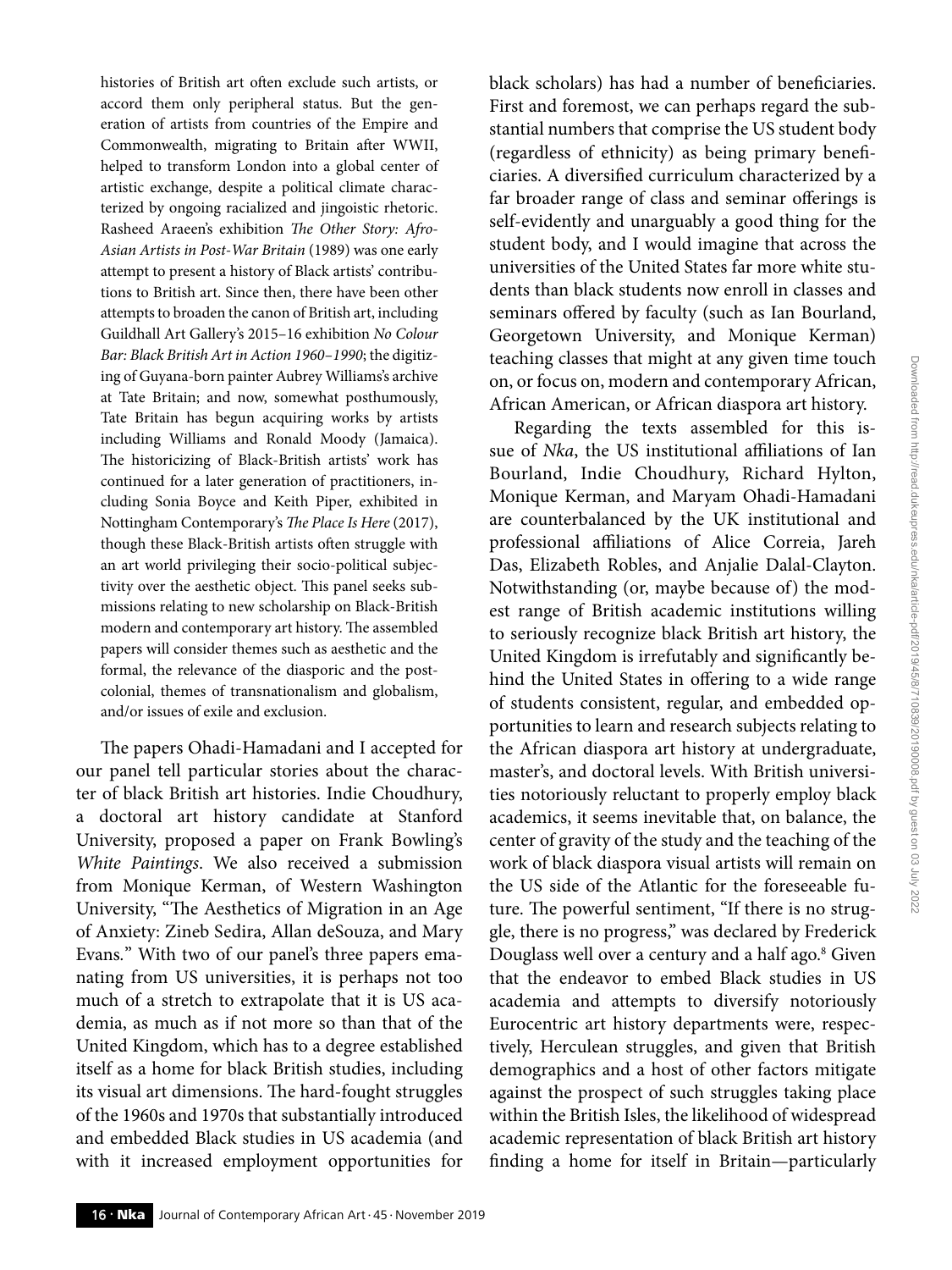> histories of British art often exclude such artists, or accord them only peripheral status. But the generation of artists from countries of the Empire and Commonwealth, migrating to Britain after WWII, helped to transform London into a global center of artistic exchange, despite a political climate characterized by ongoing racialized and jingoistic rhetoric. Rasheed Araeen's exhibition *The Other Story: Afro-Asian Artists in Post-War Britain* (1989) was one early attempt to present a history of Black artists' contributions to British art. Since then, there have been other attempts to broaden the canon of British art, including Guildhall Art Gallery's 2015–16 exhibition *No Colour Bar: Black British Art in Action 1960–1990*; the digitizing of Guyana-born painter Aubrey Williams's archive at Tate Britain; and now, somewhat posthumously, Tate Britain has begun acquiring works by artists including Williams and Ronald Moody (Jamaica). The historicizing of Black-British artists' work has continued for a later generation of practitioners, including Sonia Boyce and Keith Piper, exhibited in Nottingham Contemporary's *The Place Is Here* (2017), though these Black-British artists often struggle with an art world privileging their socio-political subjectivity over the aesthetic object. This panel seeks submissions relating to new scholarship on Black-British modern and contemporary art history. The assembled papers will consider themes such as aesthetic and the formal, the relevance of the diasporic and the postcolonial, themes of transnationalism and globalism, and/or issues of exile and exclusion.

The papers Ohadi-Hamadani and I accepted for our panel tell particular stories about the character of black British art histories. Indie Choudhury, a doctoral art history candidate at Stanford University, proposed a paper on Frank Bowling's *White Paintings*. We also received a submission from Monique Kerman, of Western Washington University, "The Aesthetics of Migration in an Age of Anxiety: Zineb Sedira, Allan deSouza, and Mary Evans." With two of our panel's three papers emanating from US universities, it is perhaps not too much of a stretch to extrapolate that it is US academia, as much as if not more so than that of the United Kingdom, which has to a degree established itself as a home for black British studies, including its visual art dimensions. The hard-fought struggles of the 1960s and 1970s that substantially introduced and embedded Black studies in US academia (and with it increased employment opportunities for black scholars) has had a number of beneficiaries. First and foremost, we can perhaps regard the substantial numbers that comprise the US student body (regardless of ethnicity) as being primary beneficiaries. A diversified curriculum characterized by a far broader range of class and seminar offerings is self-evidently and unarguably a good thing for the student body, and I would imagine that across the universities of the United States far more white students than black students now enroll in classes and seminars offered by faculty (such as Ian Bourland, Georgetown University, and Monique Kerman) teaching classes that might at any given time touch on, or focus on, modern and contemporary African, African American, or African diaspora art history.

Regarding the texts assembled for this issue of *Nka*, the US institutional affiliations of Ian Bourland, Indie Choudhury, Richard Hylton, Monique Kerman, and Maryam Ohadi-Hamadani are counterbalanced by the UK institutional and professional affiliations of Alice Correia, Jareh Das, Elizabeth Robles, and Anjalie Dalal-Clayton. Notwithstanding (or, maybe because of) the modest range of British academic institutions willing to seriously recognize black British art history, the United Kingdom is irrefutably and significantly behind the United States in offering to a wide range of students consistent, regular, and embedded opportunities to learn and research subjects relating to the African diaspora art history at undergraduate, master's, and doctoral levels. With British universities notoriously reluctant to properly employ black academics, it seems inevitable that, on balance, the center of gravity of the study and the teaching of the work of black diaspora visual artists will remain on the US side of the Atlantic for the foreseeable future. The powerful sentiment, "If there is no struggle, there is no progress," was declared by Frederick Douglass well over a century and a half ago.[8] Given that the endeavor to embed Black studies in US academia and attempts to diversify notoriously Eurocentric art history departments were, respectively, Herculean struggles, and given that British demographics and a host of other factors mitigate against the prospect of such struggles taking place within the British Isles, the likelihood of widespread academic representation of black British art history finding a home for itself in Britain—particularly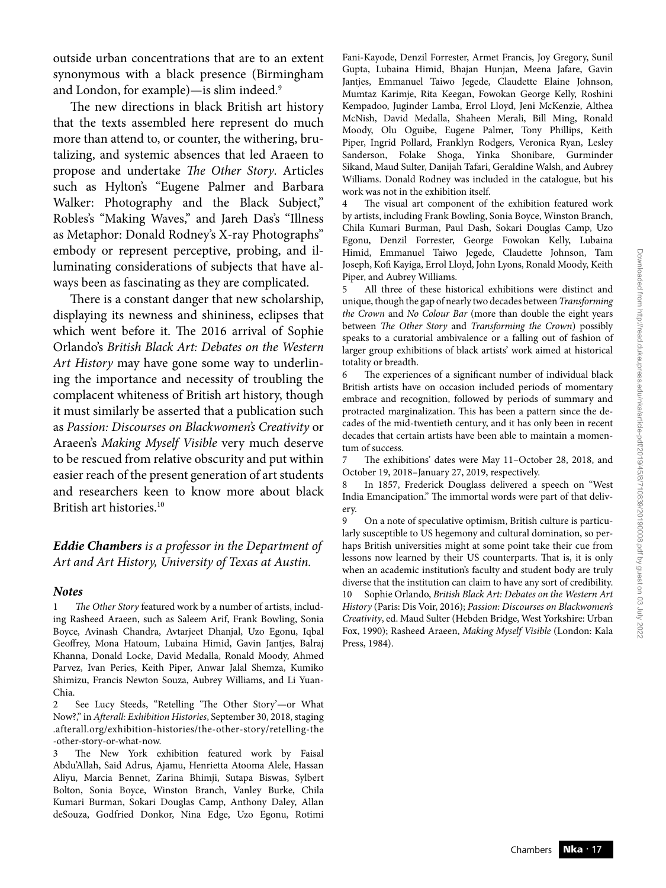outside urban concentrations that are to an extent synonymous with a black presence (Birmingham and London, for example)—is slim indeed.[9]

The new directions in black British art history that the texts assembled here represent do much more than attend to, or counter, the withering, brutalizing, and systemic absences that led Araeen to propose and undertake *The Other Story*. Articles such as Hylton's "Eugene Palmer and Barbara Walker: Photography and the Black Subject," Robles's "Making Waves," and Jareh Das's "Illness as Metaphor: Donald Rodney's X-ray Photographs" embody or represent perceptive, probing, and illuminating considerations of subjects that have always been as fascinating as they are complicated.

There is a constant danger that new scholarship, displaying its newness and shininess, eclipses that which went before it. The 2016 arrival of Sophie Orlando's *British Black Art: Debates on the Western Art History* may have gone some way to underlining the importance and necessity of troubling the complacent whiteness of British art history, though it must similarly be asserted that a publication such as *Passion: Discourses on Blackwomen's Creativity* or Araeen's *Making Myself Visible* very much deserve to be rescued from relative obscurity and put within easier reach of the present generation of art students and researchers keen to know more about black British art histories.[10]

***Eddie Chambers** is a professor in the Department of Art and Art History, University of Texas at Austin.*

### Notes

1 *The Other Story* featured work by a number of artists, including Rasheed Araeen, such as Saleem Arif, Frank Bowling, Sonia Boyce, Avinash Chandra, Avtarjeet Dhanjal, Uzo Egonu, Iqbal Geoffrey, Mona Hatoum, Lubaina Himid, Gavin Jantjes, Balraj Khanna, Donald Locke, David Medalla, Ronald Moody, Ahmed Parvez, Ivan Peries, Keith Piper, Anwar Jalal Shemza, Kumiko Shimizu, Francis Newton Souza, Aubrey Williams, and Li Yuan-Chia.

2 See Lucy Steeds, "Retelling 'The Other Story'—or What Now?," in *Afterall: Exhibition Histories*, September 30, 2018, staging .afterall.org/exhibition-histories/the-other-story/retelling-the-other-story-or-what-now.

3 The New York exhibition featured work by Faisal Abdu'Allah, Said Adrus, Ajamu, Henrietta Atooma Alele, Hassan Aliyu, Marcia Bennet, Zarina Bhimji, Sutapa Biswas, Sylbert Bolton, Sonia Boyce, Winston Branch, Vanley Burke, Chila Kumari Burman, Sokari Douglas Camp, Anthony Daley, Allan deSouza, Godfried Donkor, Nina Edge, Uzo Egonu, Rotimi Fani-Kayode, Denzil Forrester, Armet Francis, Joy Gregory, Sunil Gupta, Lubaina Himid, Bhajan Hunjan, Meena Jafare, Gavin Jantjes, Emmanuel Taiwo Jegede, Claudette Elaine Johnson, Mumtaz Karimje, Rita Keegan, Fowokan George Kelly, Roshini Kempadoo, Juginder Lamba, Errol Lloyd, Jeni McKenzie, Althea McNish, David Medalla, Shaheen Merali, Bill Ming, Ronald Moody, Olu Oguibe, Eugene Palmer, Tony Phillips, Keith Piper, Ingrid Pollard, Franklyn Rodgers, Veronica Ryan, Lesley Sanderson, Folake Shoga, Yinka Shonibare, Gurminder Sikand, Maud Sulter, Danijah Tafari, Geraldine Walsh, and Aubrey Williams. Donald Rodney was included in the catalogue, but his work was not in the exhibition itself.

4 The visual art component of the exhibition featured work by artists, including Frank Bowling, Sonia Boyce, Winston Branch, Chila Kumari Burman, Paul Dash, Sokari Douglas Camp, Uzo Egonu, Denzil Forrester, George Fowokan Kelly, Lubaina Himid, Emmanuel Taiwo Jegede, Claudette Johnson, Tam Joseph, Kofi Kayiga, Errol Lloyd, John Lyons, Ronald Moody, Keith Piper, and Aubrey Williams.

5 All three of these historical exhibitions were distinct and unique, though the gap of nearly two decades between *Transforming the Crown* and *No Colour Bar* (more than double the eight years between *The Other Story* and *Transforming the Crown*) possibly speaks to a curatorial ambivalence or a falling out of fashion of larger group exhibitions of black artists' work aimed at historical totality or breadth.

6 The experiences of a significant number of individual black British artists have on occasion included periods of momentary embrace and recognition, followed by periods of summary and protracted marginalization. This has been a pattern since the decades of the mid-twentieth century, and it has only been in recent decades that certain artists have been able to maintain a momentum of success.

7 The exhibitions' dates were May 11–October 28, 2018, and October 19, 2018–January 27, 2019, respectively.

8 In 1857, Frederick Douglass delivered a speech on "West India Emancipation." The immortal words were part of that delivery.

9 On a note of speculative optimism, British culture is particularly susceptible to US hegemony and cultural domination, so perhaps British universities might at some point take their cue from lessons now learned by their US counterparts. That is, it is only when an academic institution's faculty and student body are truly diverse that the institution can claim to have any sort of credibility.

10 Sophie Orlando, *British Black Art: Debates on the Western Art History* (Paris: Dis Voir, 2016); *Passion: Discourses on Blackwomen's Creativity*, ed. Maud Sulter (Hebden Bridge, West Yorkshire: Urban Fox, 1990); Rasheed Araeen, *Making Myself Visible* (London: Kala Press, 1984).